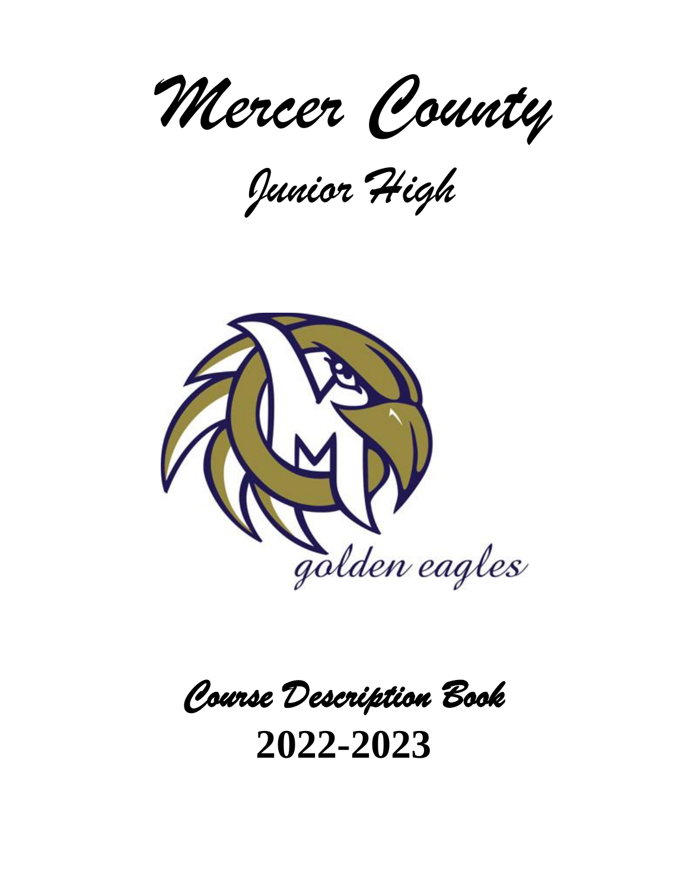# Mercer County

## Junior High

golden eagles

## Course Description Book

**2022-2023**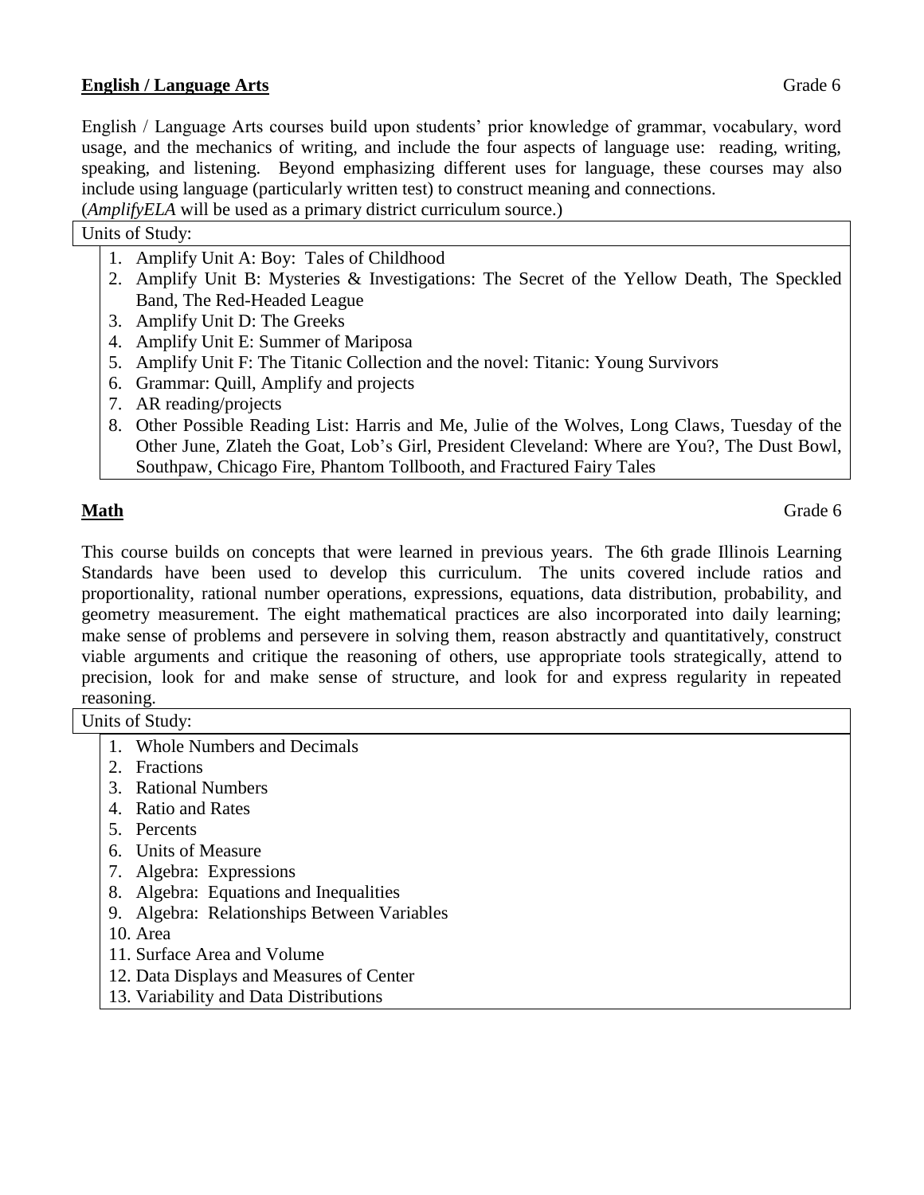## English / Language Arts

Grade 6

English / Language Arts courses build upon students' prior knowledge of grammar, vocabulary, word usage, and the mechanics of writing, and include the four aspects of language use: reading, writing, speaking, and listening. Beyond emphasizing different uses for language, these courses may also include using language (particularly written test) to construct meaning and connections.
(*AmplifyELA* will be used as a primary district curriculum source.)

Units of Study:

1. Amplify Unit A: Boy: Tales of Childhood
2. Amplify Unit B: Mysteries & Investigations: The Secret of the Yellow Death, The Speckled Band, The Red-Headed League
3. Amplify Unit D: The Greeks
4. Amplify Unit E: Summer of Mariposa
5. Amplify Unit F: The Titanic Collection and the novel: Titanic: Young Survivors
6. Grammar: Quill, Amplify and projects
7. AR reading/projects
8. Other Possible Reading List: Harris and Me, Julie of the Wolves, Long Claws, Tuesday of the Other June, Zlateh the Goat, Lob's Girl, President Cleveland: Where are You?, The Dust Bowl, Southpaw, Chicago Fire, Phantom Tollbooth, and Fractured Fairy Tales

## Math

Grade 6

This course builds on concepts that were learned in previous years. The 6th grade Illinois Learning Standards have been used to develop this curriculum. The units covered include ratios and proportionality, rational number operations, expressions, equations, data distribution, probability, and geometry measurement. The eight mathematical practices are also incorporated into daily learning; make sense of problems and persevere in solving them, reason abstractly and quantitatively, construct viable arguments and critique the reasoning of others, use appropriate tools strategically, attend to precision, look for and make sense of structure, and look for and express regularity in repeated reasoning.

Units of Study:

1. Whole Numbers and Decimals
2. Fractions
3. Rational Numbers
4. Ratio and Rates
5. Percents
6. Units of Measure
7. Algebra: Expressions
8. Algebra: Equations and Inequalities
9. Algebra: Relationships Between Variables
10. Area
11. Surface Area and Volume
12. Data Displays and Measures of Center
13. Variability and Data Distributions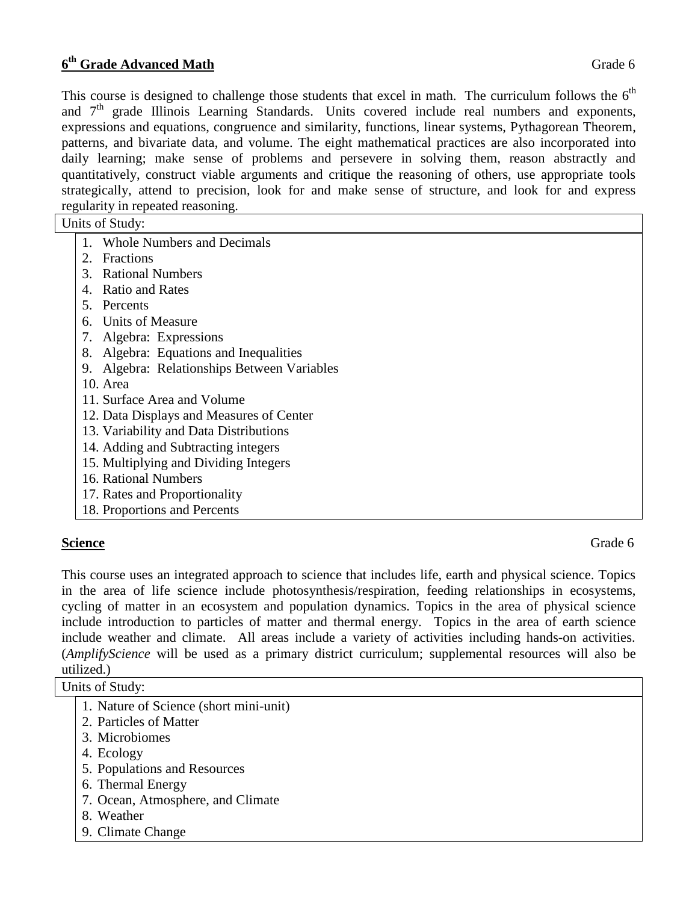## 6th Grade Advanced Math

Grade 6

This course is designed to challenge those students that excel in math. The curriculum follows the 6th and 7th grade Illinois Learning Standards. Units covered include real numbers and exponents, expressions and equations, congruence and similarity, functions, linear systems, Pythagorean Theorem, patterns, and bivariate data, and volume. The eight mathematical practices are also incorporated into daily learning; make sense of problems and persevere in solving them, reason abstractly and quantitatively, construct viable arguments and critique the reasoning of others, use appropriate tools strategically, attend to precision, look for and make sense of structure, and look for and express regularity in repeated reasoning.

Units of Study:

1. Whole Numbers and Decimals
2. Fractions
3. Rational Numbers
4. Ratio and Rates
5. Percents
6. Units of Measure
7. Algebra: Expressions
8. Algebra: Equations and Inequalities
9. Algebra: Relationships Between Variables
10. Area
11. Surface Area and Volume
12. Data Displays and Measures of Center
13. Variability and Data Distributions
14. Adding and Subtracting integers
15. Multiplying and Dividing Integers
16. Rational Numbers
17. Rates and Proportionality
18. Proportions and Percents

## Science

Grade 6

This course uses an integrated approach to science that includes life, earth and physical science. Topics in the area of life science include photosynthesis/respiration, feeding relationships in ecosystems, cycling of matter in an ecosystem and population dynamics. Topics in the area of physical science include introduction to particles of matter and thermal energy. Topics in the area of earth science include weather and climate. All areas include a variety of activities including hands-on activities. (*AmplifyScience* will be used as a primary district curriculum; supplemental resources will also be utilized.)

Units of Study:

1. Nature of Science (short mini-unit)
2. Particles of Matter
3. Microbiomes
4. Ecology
5. Populations and Resources
6. Thermal Energy
7. Ocean, Atmosphere, and Climate
8. Weather
9. Climate Change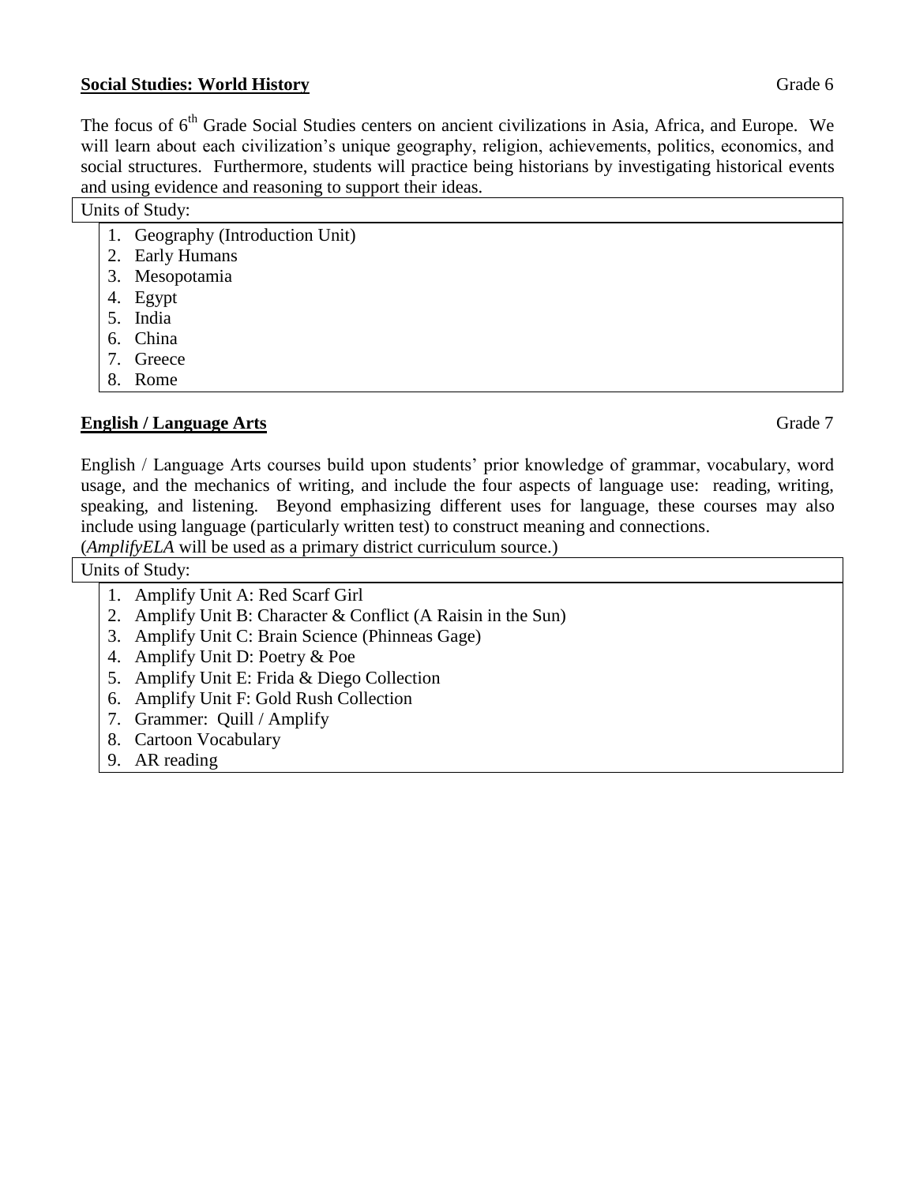**<u>Social Studies: World History</u>** Grade 6

The focus of 6th Grade Social Studies centers on ancient civilizations in Asia, Africa, and Europe. We will learn about each civilization's unique geography, religion, achievements, politics, economics, and social structures. Furthermore, students will practice being historians by investigating historical events and using evidence and reasoning to support their ideas.

Units of Study:

1. Geography (Introduction Unit)
2. Early Humans
3. Mesopotamia
4. Egypt
5. India
6. China
7. Greece
8. Rome

**<u>English / Language Arts</u>** Grade 7

English / Language Arts courses build upon students' prior knowledge of grammar, vocabulary, word usage, and the mechanics of writing, and include the four aspects of language use: reading, writing, speaking, and listening. Beyond emphasizing different uses for language, these courses may also include using language (particularly written test) to construct meaning and connections.
(*AmplifyELA* will be used as a primary district curriculum source.)

Units of Study:

1. Amplify Unit A: Red Scarf Girl
2. Amplify Unit B: Character & Conflict (A Raisin in the Sun)
3. Amplify Unit C: Brain Science (Phinneas Gage)
4. Amplify Unit D: Poetry & Poe
5. Amplify Unit E: Frida & Diego Collection
6. Amplify Unit F: Gold Rush Collection
7. Grammer: Quill / Amplify
8. Cartoon Vocabulary
9. AR reading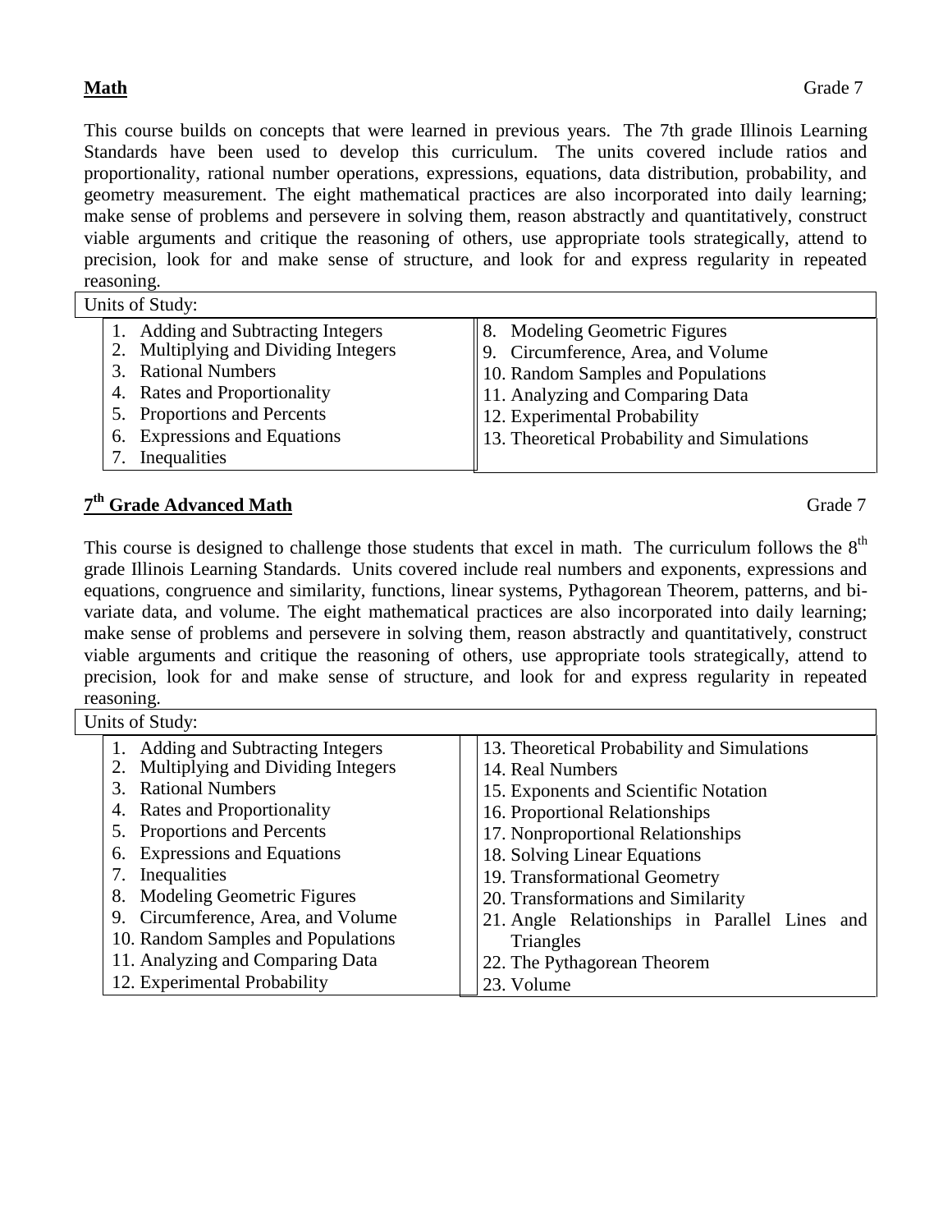**Math** Grade 7

This course builds on concepts that were learned in previous years. The 7th grade Illinois Learning Standards have been used to develop this curriculum. The units covered include ratios and proportionality, rational number operations, expressions, equations, data distribution, probability, and geometry measurement. The eight mathematical practices are also incorporated into daily learning; make sense of problems and persevere in solving them, reason abstractly and quantitatively, construct viable arguments and critique the reasoning of others, use appropriate tools strategically, attend to precision, look for and make sense of structure, and look for and express regularity in repeated reasoning.

| Units of Study: | |
|---|---|
| 1. Adding and Subtracting Integers | 8. Modeling Geometric Figures |
| 2. Multiplying and Dividing Integers | 9. Circumference, Area, and Volume |
| 3. Rational Numbers | 10. Random Samples and Populations |
| 4. Rates and Proportionality | 11. Analyzing and Comparing Data |
| 5. Proportions and Percents | 12. Experimental Probability |
| 6. Expressions and Equations | 13. Theoretical Probability and Simulations |
| 7. Inequalities | |

**7th Grade Advanced Math** Grade 7

This course is designed to challenge those students that excel in math. The curriculum follows the 8th grade Illinois Learning Standards. Units covered include real numbers and exponents, expressions and equations, congruence and similarity, functions, linear systems, Pythagorean Theorem, patterns, and bi-variate data, and volume. The eight mathematical practices are also incorporated into daily learning; make sense of problems and persevere in solving them, reason abstractly and quantitatively, construct viable arguments and critique the reasoning of others, use appropriate tools strategically, attend to precision, look for and make sense of structure, and look for and express regularity in repeated reasoning.

| Units of Study: | |
|---|---|
| 1. Adding and Subtracting Integers | 13. Theoretical Probability and Simulations |
| 2. Multiplying and Dividing Integers | 14. Real Numbers |
| 3. Rational Numbers | 15. Exponents and Scientific Notation |
| 4. Rates and Proportionality | 16. Proportional Relationships |
| 5. Proportions and Percents | 17. Nonproportional Relationships |
| 6. Expressions and Equations | 18. Solving Linear Equations |
| 7. Inequalities | 19. Transformational Geometry |
| 8. Modeling Geometric Figures | 20. Transformations and Similarity |
| 9. Circumference, Area, and Volume | 21. Angle Relationships in Parallel Lines and Triangles |
| 10. Random Samples and Populations | 22. The Pythagorean Theorem |
| 11. Analyzing and Comparing Data | 23. Volume |
| 12. Experimental Probability | |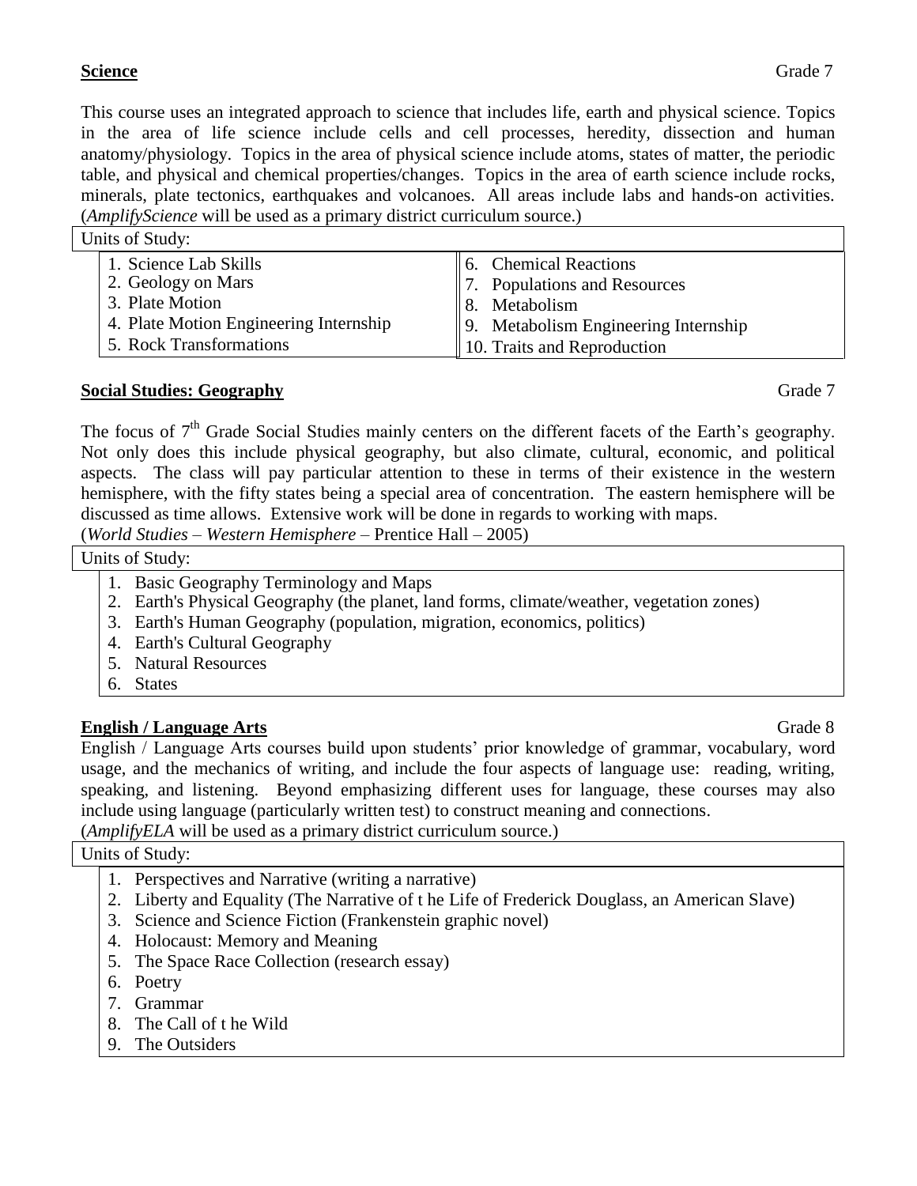**Science** Grade 7

This course uses an integrated approach to science that includes life, earth and physical science. Topics in the area of life science include cells and cell processes, heredity, dissection and human anatomy/physiology. Topics in the area of physical science include atoms, states of matter, the periodic table, and physical and chemical properties/changes. Topics in the area of earth science include rocks, minerals, plate tectonics, earthquakes and volcanoes. All areas include labs and hands-on activities. (*AmplifyScience* will be used as a primary district curriculum source.)

Units of Study:

1. Science Lab Skills
2. Geology on Mars
3. Plate Motion
4. Plate Motion Engineering Internship
5. Rock Transformations
6. Chemical Reactions
7. Populations and Resources
8. Metabolism
9. Metabolism Engineering Internship
10. Traits and Reproduction

**Social Studies: Geography** Grade 7

The focus of 7th Grade Social Studies mainly centers on the different facets of the Earth's geography. Not only does this include physical geography, but also climate, cultural, economic, and political aspects. The class will pay particular attention to these in terms of their existence in the western hemisphere, with the fifty states being a special area of concentration. The eastern hemisphere will be discussed as time allows. Extensive work will be done in regards to working with maps.
(*World Studies* – *Western Hemisphere* – Prentice Hall – 2005)

Units of Study:

1. Basic Geography Terminology and Maps
2. Earth's Physical Geography (the planet, land forms, climate/weather, vegetation zones)
3. Earth's Human Geography (population, migration, economics, politics)
4. Earth's Cultural Geography
5. Natural Resources
6. States

**English / Language Arts** Grade 8

English / Language Arts courses build upon students' prior knowledge of grammar, vocabulary, word usage, and the mechanics of writing, and include the four aspects of language use: reading, writing, speaking, and listening. Beyond emphasizing different uses for language, these courses may also include using language (particularly written test) to construct meaning and connections.
(*AmplifyELA* will be used as a primary district curriculum source.)

Units of Study:

1. Perspectives and Narrative (writing a narrative)
2. Liberty and Equality (The Narrative of t he Life of Frederick Douglass, an American Slave)
3. Science and Science Fiction (Frankenstein graphic novel)
4. Holocaust: Memory and Meaning
5. The Space Race Collection (research essay)
6. Poetry
7. Grammar
8. The Call of t he Wild
9. The Outsiders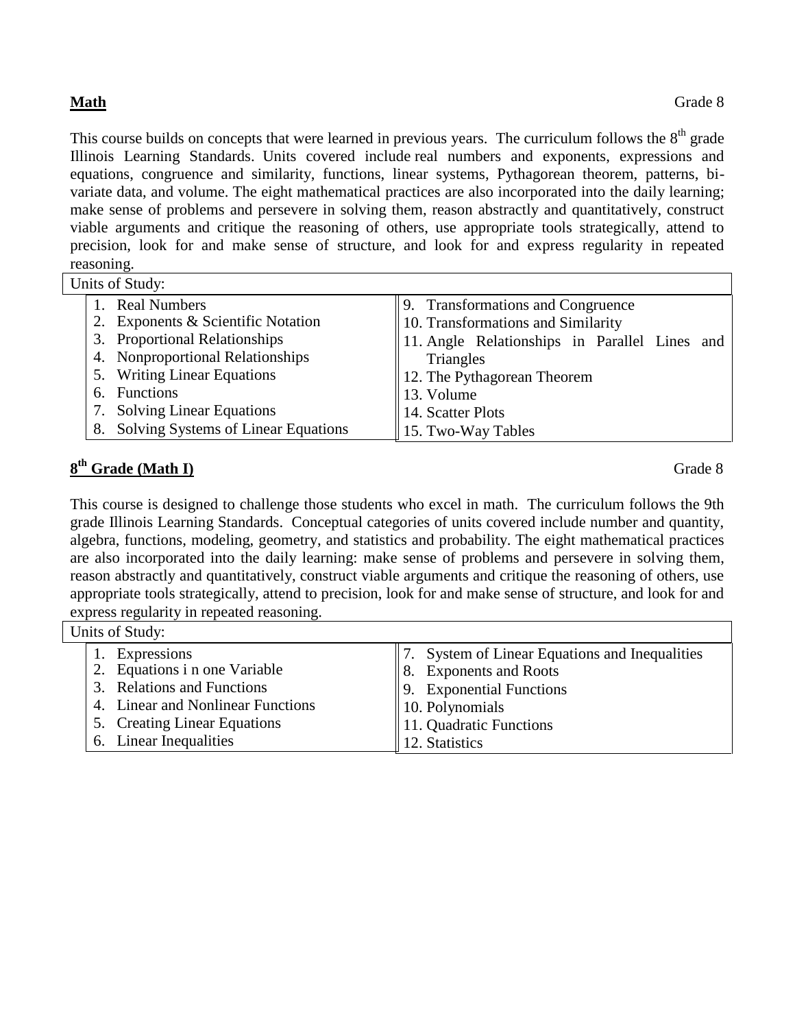**Math** Grade 8

This course builds on concepts that were learned in previous years. The curriculum follows the 8th grade Illinois Learning Standards. Units covered include real numbers and exponents, expressions and equations, congruence and similarity, functions, linear systems, Pythagorean theorem, patterns, bi-variate data, and volume. The eight mathematical practices are also incorporated into the daily learning; make sense of problems and persevere in solving them, reason abstractly and quantitatively, construct viable arguments and critique the reasoning of others, use appropriate tools strategically, attend to precision, look for and make sense of structure, and look for and express regularity in repeated reasoning.

Units of Study:

1. Real Numbers
2. Exponents & Scientific Notation
3. Proportional Relationships
4. Nonproportional Relationships
5. Writing Linear Equations
6. Functions
7. Solving Linear Equations
8. Solving Systems of Linear Equations
9. Transformations and Congruence
10. Transformations and Similarity
11. Angle Relationships in Parallel Lines and Triangles
12. The Pythagorean Theorem
13. Volume
14. Scatter Plots
15. Two-Way Tables

**8th Grade (Math I)** Grade 8

This course is designed to challenge those students who excel in math. The curriculum follows the 9th grade Illinois Learning Standards. Conceptual categories of units covered include number and quantity, algebra, functions, modeling, geometry, and statistics and probability. The eight mathematical practices are also incorporated into the daily learning: make sense of problems and persevere in solving them, reason abstractly and quantitatively, construct viable arguments and critique the reasoning of others, use appropriate tools strategically, attend to precision, look for and make sense of structure, and look for and express regularity in repeated reasoning.

Units of Study:

1. Expressions
2. Equations i n one Variable
3. Relations and Functions
4. Linear and Nonlinear Functions
5. Creating Linear Equations
6. Linear Inequalities
7. System of Linear Equations and Inequalities
8. Exponents and Roots
9. Exponential Functions
10. Polynomials
11. Quadratic Functions
12. Statistics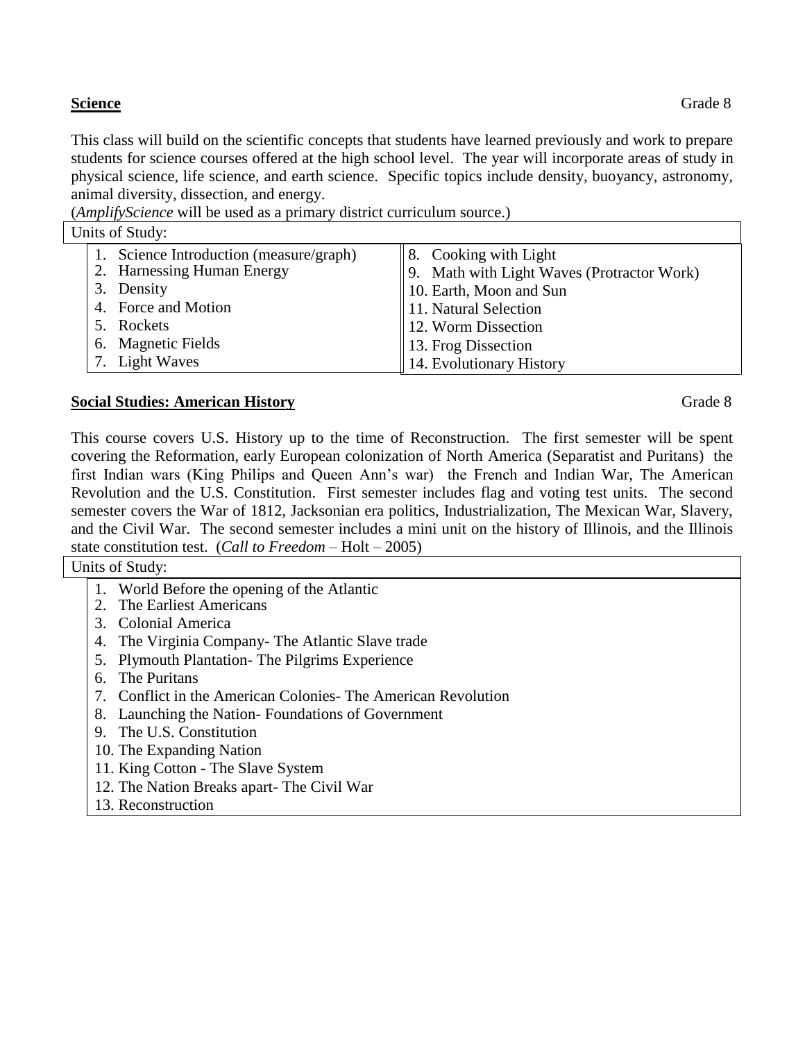**Science** Grade 8

This class will build on the scientific concepts that students have learned previously and work to prepare students for science courses offered at the high school level. The year will incorporate areas of study in physical science, life science, and earth science. Specific topics include density, buoyancy, astronomy, animal diversity, dissection, and energy.
(*AmplifyScience* will be used as a primary district curriculum source.)

Units of Study:

1. Science Introduction (measure/graph)
2. Harnessing Human Energy
3. Density
4. Force and Motion
5. Rockets
6. Magnetic Fields
7. Light Waves
8. Cooking with Light
9. Math with Light Waves (Protractor Work)
10. Earth, Moon and Sun
11. Natural Selection
12. Worm Dissection
13. Frog Dissection
14. Evolutionary History

**Social Studies: American History** Grade 8

This course covers U.S. History up to the time of Reconstruction. The first semester will be spent covering the Reformation, early European colonization of North America (Separatist and Puritans) the first Indian wars (King Philips and Queen Ann's war) the French and Indian War, The American Revolution and the U.S. Constitution. First semester includes flag and voting test units. The second semester covers the War of 1812, Jacksonian era politics, Industrialization, The Mexican War, Slavery, and the Civil War. The second semester includes a mini unit on the history of Illinois, and the Illinois state constitution test. (*Call to Freedom* – Holt – 2005)

Units of Study:

1. World Before the opening of the Atlantic
2. The Earliest Americans
3. Colonial America
4. The Virginia Company- The Atlantic Slave trade
5. Plymouth Plantation- The Pilgrims Experience
6. The Puritans
7. Conflict in the American Colonies- The American Revolution
8. Launching the Nation- Foundations of Government
9. The U.S. Constitution
10. The Expanding Nation
11. King Cotton - The Slave System
12. The Nation Breaks apart- The Civil War
13. Reconstruction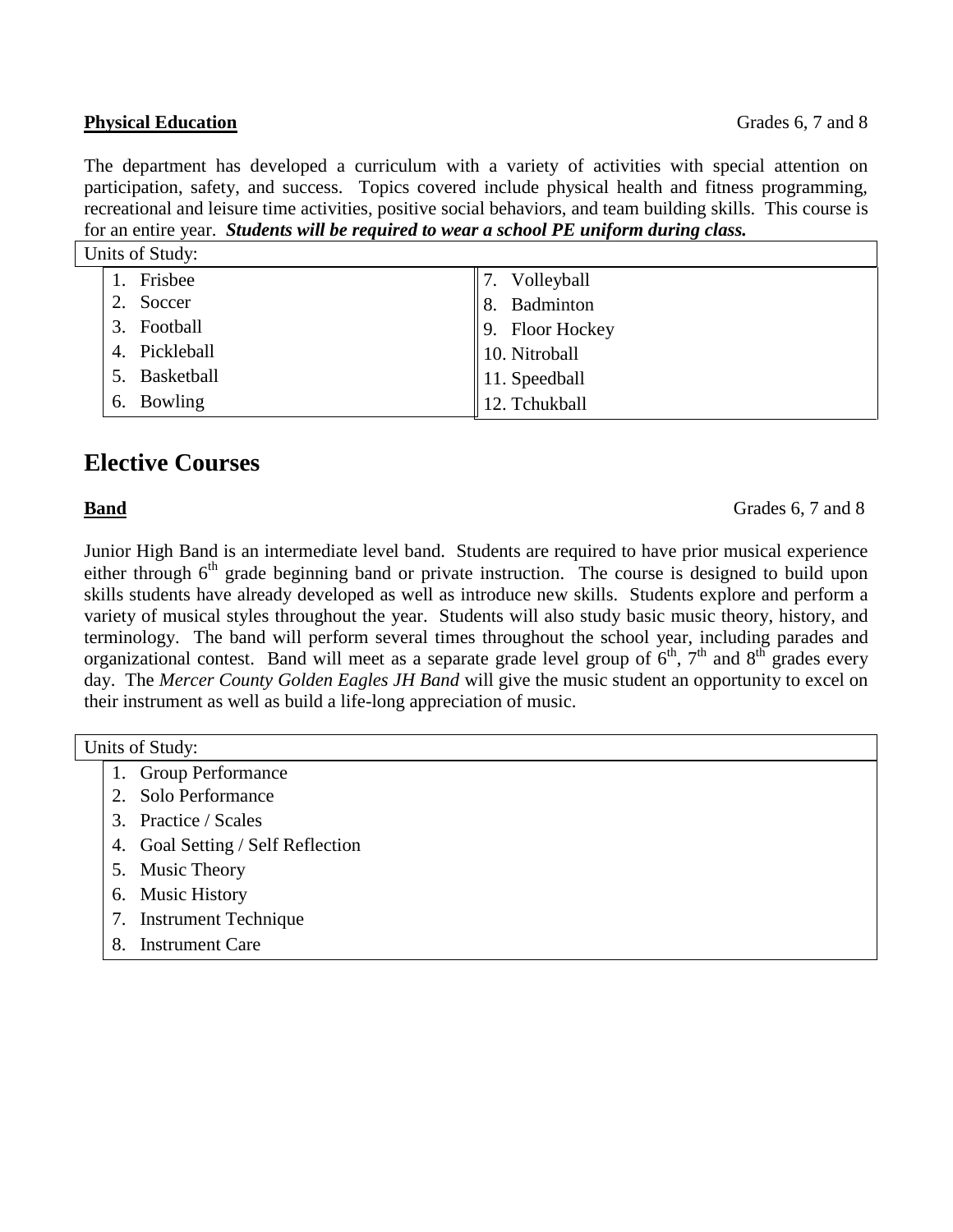**Physical Education** Grades 6, 7 and 8

The department has developed a curriculum with a variety of activities with special attention on participation, safety, and success. Topics covered include physical health and fitness programming, recreational and leisure time activities, positive social behaviors, and team building skills. This course is for an entire year. ***Students will be required to wear a school PE uniform during class.***

| Units of Study: | |
|---|---|
| 1. Frisbee | 7. Volleyball |
| 2. Soccer | 8. Badminton |
| 3. Football | 9. Floor Hockey |
| 4. Pickleball | 10. Nitroball |
| 5. Basketball | 11. Speedball |
| 6. Bowling | 12. Tchukball |

# Elective Courses

**Band** Grades 6, 7 and 8

Junior High Band is an intermediate level band. Students are required to have prior musical experience either through 6th grade beginning band or private instruction. The course is designed to build upon skills students have already developed as well as introduce new skills. Students explore and perform a variety of musical styles throughout the year. Students will also study basic music theory, history, and terminology. The band will perform several times throughout the school year, including parades and organizational contest. Band will meet as a separate grade level group of 6th, 7th and 8th grades every day. The *Mercer County Golden Eagles JH Band* will give the music student an opportunity to excel on their instrument as well as build a life-long appreciation of music.

| Units of Study: |
|---|
| 1. Group Performance |
| 2. Solo Performance |
| 3. Practice / Scales |
| 4. Goal Setting / Self Reflection |
| 5. Music Theory |
| 6. Music History |
| 7. Instrument Technique |
| 8. Instrument Care |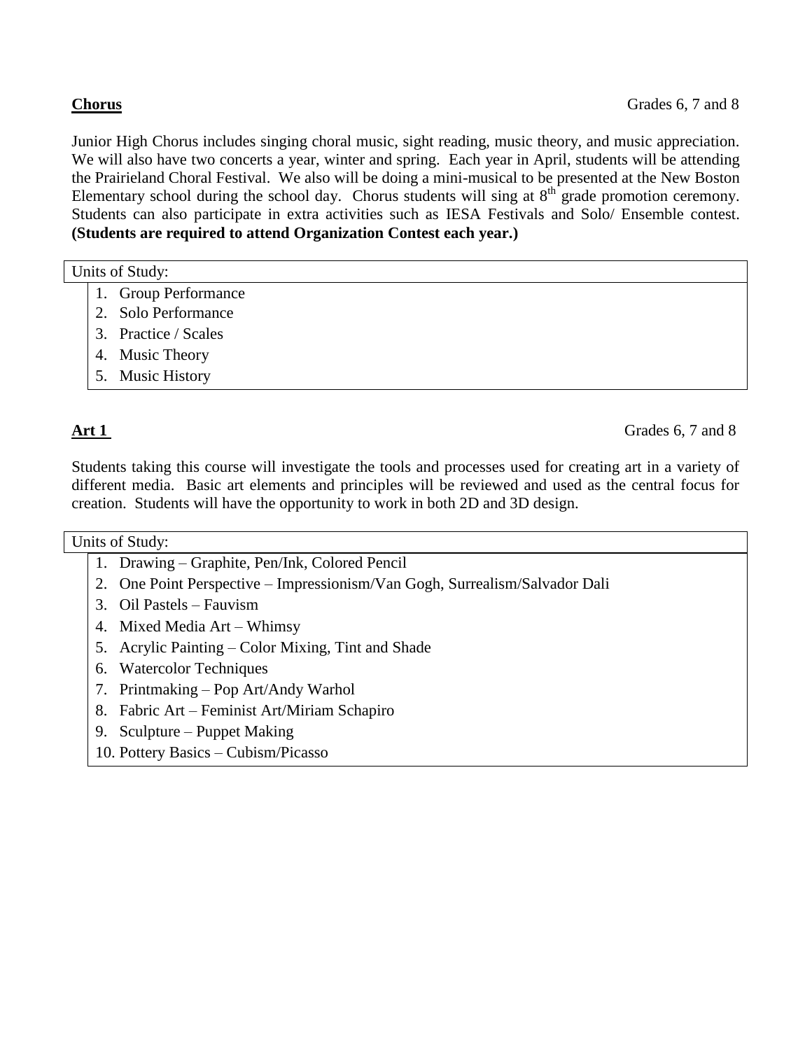**Chorus** Grades 6, 7 and 8

Junior High Chorus includes singing choral music, sight reading, music theory, and music appreciation. We will also have two concerts a year, winter and spring. Each year in April, students will be attending the Prairieland Choral Festival. We also will be doing a mini-musical to be presented at the New Boston Elementary school during the school day. Chorus students will sing at 8th grade promotion ceremony. Students can also participate in extra activities such as IESA Festivals and Solo/ Ensemble contest. **(Students are required to attend Organization Contest each year.)**

| Units of Study: |
| --- |
| 1. Group Performance<br>2. Solo Performance<br>3. Practice / Scales<br>4. Music Theory<br>5. Music History |

**Art 1** Grades 6, 7 and 8

Students taking this course will investigate the tools and processes used for creating art in a variety of different media. Basic art elements and principles will be reviewed and used as the central focus for creation. Students will have the opportunity to work in both 2D and 3D design.

| Units of Study: |
| --- |
| 1. Drawing – Graphite, Pen/Ink, Colored Pencil<br>2. One Point Perspective – Impressionism/Van Gogh, Surrealism/Salvador Dali<br>3. Oil Pastels – Fauvism<br>4. Mixed Media Art – Whimsy<br>5. Acrylic Painting – Color Mixing, Tint and Shade<br>6. Watercolor Techniques<br>7. Printmaking – Pop Art/Andy Warhol<br>8. Fabric Art – Feminist Art/Miriam Schapiro<br>9. Sculpture – Puppet Making<br>10. Pottery Basics – Cubism/Picasso |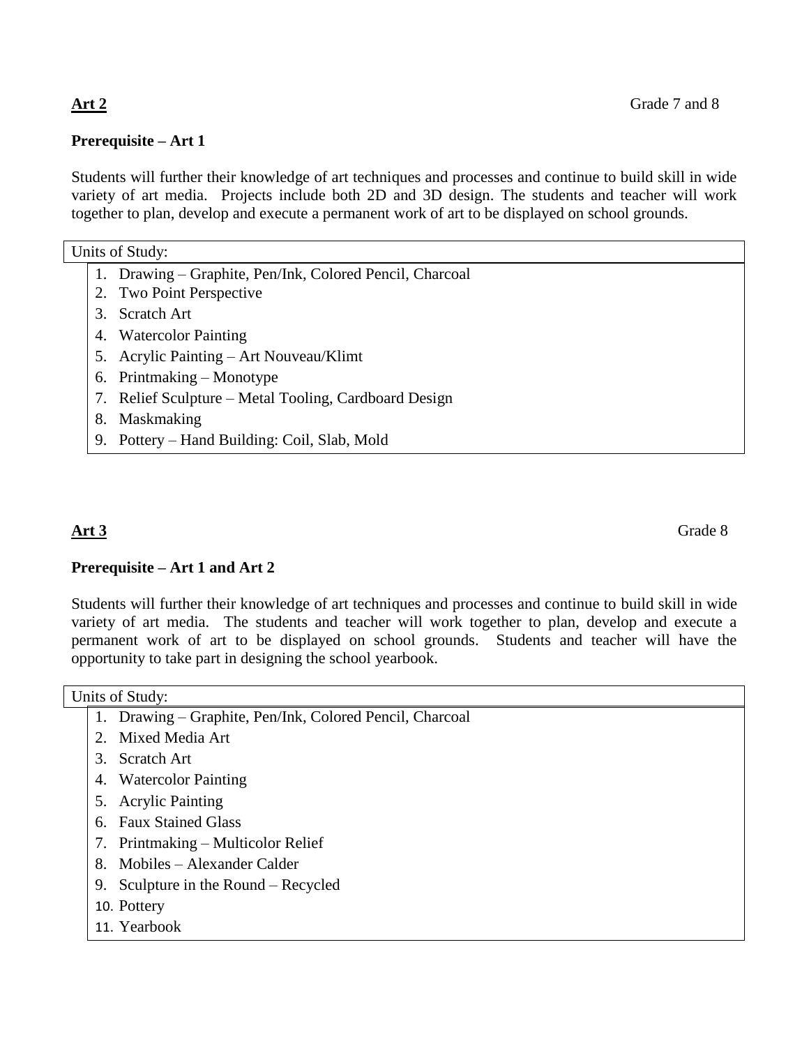**Art 2** Grade 7 and 8

**Prerequisite – Art 1**

Students will further their knowledge of art techniques and processes and continue to build skill in wide variety of art media. Projects include both 2D and 3D design. The students and teacher will work together to plan, develop and execute a permanent work of art to be displayed on school grounds.

Units of Study:

1. Drawing – Graphite, Pen/Ink, Colored Pencil, Charcoal
2. Two Point Perspective
3. Scratch Art
4. Watercolor Painting
5. Acrylic Painting – Art Nouveau/Klimt
6. Printmaking – Monotype
7. Relief Sculpture – Metal Tooling, Cardboard Design
8. Maskmaking
9. Pottery – Hand Building: Coil, Slab, Mold

**Art 3** Grade 8

**Prerequisite – Art 1 and Art 2**

Students will further their knowledge of art techniques and processes and continue to build skill in wide variety of art media. The students and teacher will work together to plan, develop and execute a permanent work of art to be displayed on school grounds. Students and teacher will have the opportunity to take part in designing the school yearbook.

Units of Study:

1. Drawing – Graphite, Pen/Ink, Colored Pencil, Charcoal
2. Mixed Media Art
3. Scratch Art
4. Watercolor Painting
5. Acrylic Painting
6. Faux Stained Glass
7. Printmaking – Multicolor Relief
8. Mobiles – Alexander Calder
9. Sculpture in the Round – Recycled
10. Pottery
11. Yearbook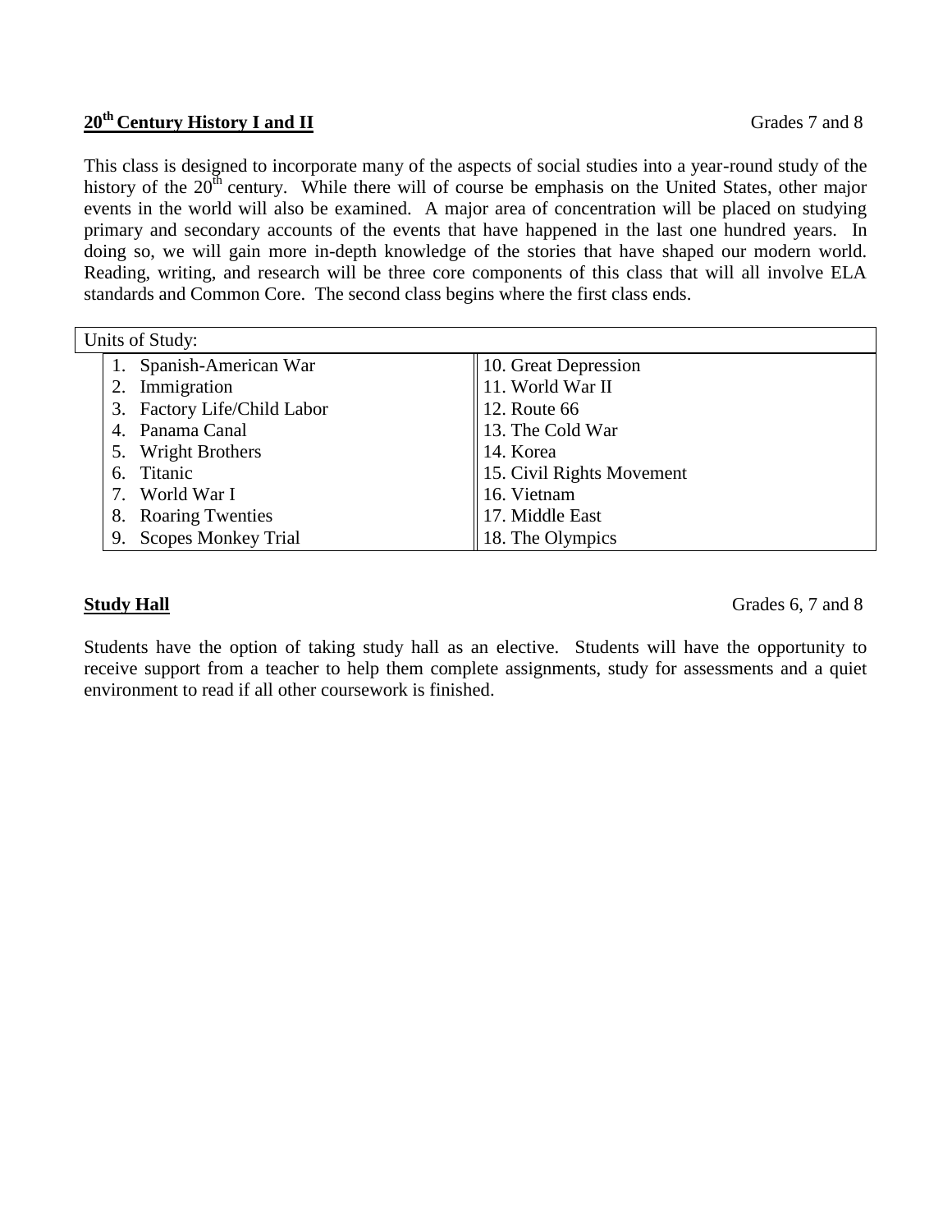**20th Century History I and II** Grades 7 and 8

This class is designed to incorporate many of the aspects of social studies into a year-round study of the history of the 20th century. While there will of course be emphasis on the United States, other major events in the world will also be examined. A major area of concentration will be placed on studying primary and secondary accounts of the events that have happened in the last one hundred years. In doing so, we will gain more in-depth knowledge of the stories that have shaped our modern world. Reading, writing, and research will be three core components of this class that will all involve ELA standards and Common Core. The second class begins where the first class ends.

| Units of Study: | |
|---|---|
| 1. Spanish-American War | 10. Great Depression |
| 2. Immigration | 11. World War II |
| 3. Factory Life/Child Labor | 12. Route 66 |
| 4. Panama Canal | 13. The Cold War |
| 5. Wright Brothers | 14. Korea |
| 6. Titanic | 15. Civil Rights Movement |
| 7. World War I | 16. Vietnam |
| 8. Roaring Twenties | 17. Middle East |
| 9. Scopes Monkey Trial | 18. The Olympics |

**Study Hall** Grades 6, 7 and 8

Students have the option of taking study hall as an elective. Students will have the opportunity to receive support from a teacher to help them complete assignments, study for assessments and a quiet environment to read if all other coursework is finished.